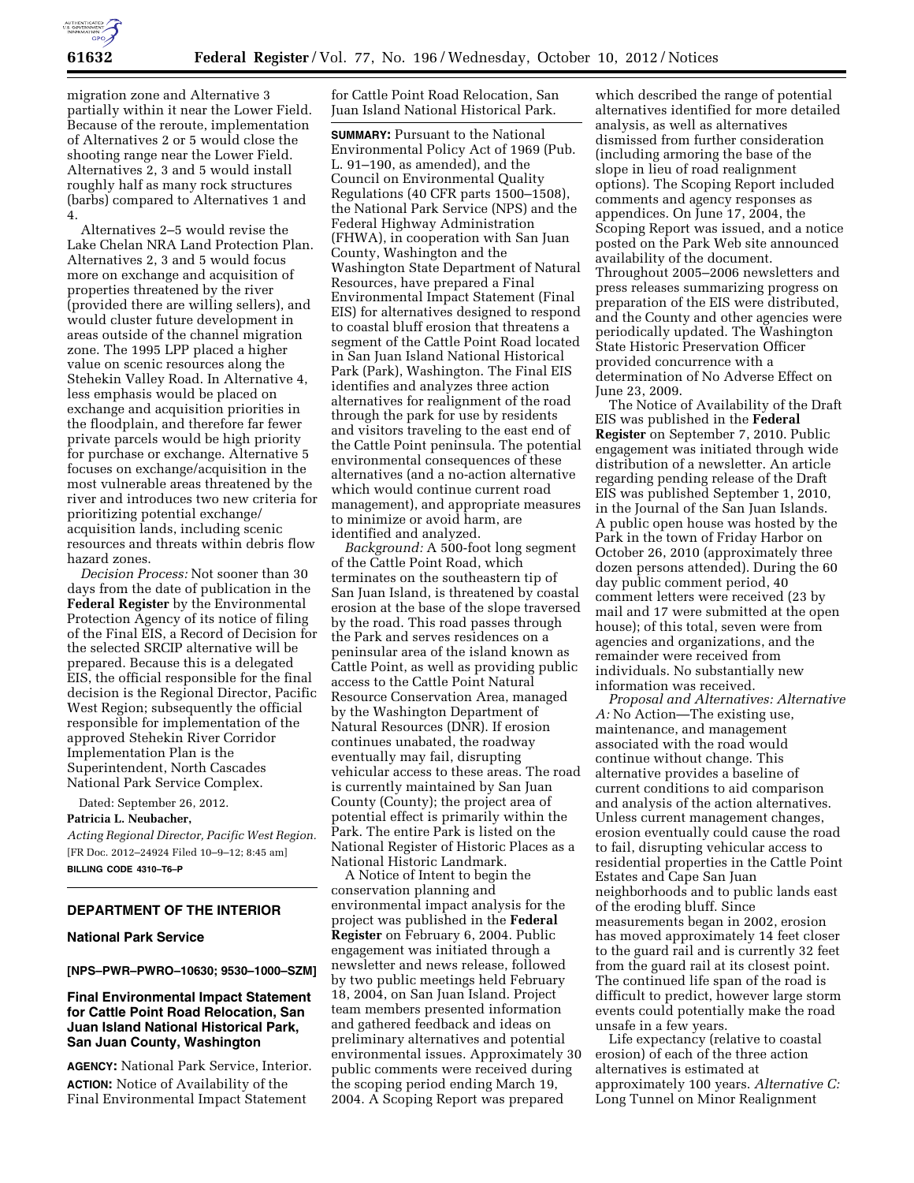migration zone and Alternative 3 partially within it near the Lower Field. Because of the reroute, implementation of Alternatives 2 or 5 would close the shooting range near the Lower Field. Alternatives 2, 3 and 5 would install roughly half as many rock structures (barbs) compared to Alternatives 1 and 4.

Alternatives 2–5 would revise the Lake Chelan NRA Land Protection Plan. Alternatives 2, 3 and 5 would focus more on exchange and acquisition of properties threatened by the river (provided there are willing sellers), and would cluster future development in areas outside of the channel migration zone. The 1995 LPP placed a higher value on scenic resources along the Stehekin Valley Road. In Alternative 4, less emphasis would be placed on exchange and acquisition priorities in the floodplain, and therefore far fewer private parcels would be high priority for purchase or exchange. Alternative 5 focuses on exchange/acquisition in the most vulnerable areas threatened by the river and introduces two new criteria for prioritizing potential exchange/acquisition lands, including scenic resources and threats within debris flow hazard zones.

*Decision Process:* Not sooner than 30 days from the date of publication in the **Federal Register** by the Environmental Protection Agency of its notice of filing of the Final EIS, a Record of Decision for the selected SRCIP alternative will be prepared. Because this is a delegated EIS, the official responsible for the final decision is the Regional Director, Pacific West Region; subsequently the official responsible for implementation of the approved Stehekin River Corridor Implementation Plan is the Superintendent, North Cascades National Park Service Complex.

Dated: September 26, 2012.

**Patricia L. Neubacher,**

*Acting Regional Director, Pacific West Region.*

[FR Doc. 2012–24924 Filed 10–9–12; 8:45 am]

**BILLING CODE 4310–T6–P**

## DEPARTMENT OF THE INTERIOR

### National Park Service

**[NPS–PWR–PWRO–10630; 9530–1000–SZM]**

### Final Environmental Impact Statement for Cattle Point Road Relocation, San Juan Island National Historical Park, San Juan County, Washington

**AGENCY:** National Park Service, Interior.

**ACTION:** Notice of Availability of the Final Environmental Impact Statement for Cattle Point Road Relocation, San Juan Island National Historical Park.

**SUMMARY:** Pursuant to the National Environmental Policy Act of 1969 (Pub. L. 91–190, as amended), and the Council on Environmental Quality Regulations (40 CFR parts 1500–1508), the National Park Service (NPS) and the Federal Highway Administration (FHWA), in cooperation with San Juan County, Washington and the Washington State Department of Natural Resources, have prepared a Final Environmental Impact Statement (Final EIS) for alternatives designed to respond to coastal bluff erosion that threatens a segment of the Cattle Point Road located in San Juan Island National Historical Park (Park), Washington. The Final EIS identifies and analyzes three action alternatives for realignment of the road through the park for use by residents and visitors traveling to the east end of the Cattle Point peninsula. The potential environmental consequences of these alternatives (and a no-action alternative which would continue current road management), and appropriate measures to minimize or avoid harm, are identified and analyzed.

*Background:* A 500-foot long segment of the Cattle Point Road, which terminates on the southeastern tip of San Juan Island, is threatened by coastal erosion at the base of the slope traversed by the road. This road passes through the Park and serves residences on a peninsular area of the island known as Cattle Point, as well as providing public access to the Cattle Point Natural Resource Conservation Area, managed by the Washington Department of Natural Resources (DNR). If erosion continues unabated, the roadway eventually may fail, disrupting vehicular access to these areas. The road is currently maintained by San Juan County (County); the project area of potential effect is primarily within the Park. The entire Park is listed on the National Register of Historic Places as a National Historic Landmark.

A Notice of Intent to begin the conservation planning and environmental impact analysis for the project was published in the **Federal Register** on February 6, 2004. Public engagement was initiated through a newsletter and news release, followed by two public meetings held February 18, 2004, on San Juan Island. Project team members presented information and gathered feedback and ideas on preliminary alternatives and potential environmental issues. Approximately 30 public comments were received during the scoping period ending March 19, 2004. A Scoping Report was prepared which described the range of potential alternatives identified for more detailed analysis, as well as alternatives dismissed from further consideration (including armoring the base of the slope in lieu of road realignment options). The Scoping Report included comments and agency responses as appendices. On June 17, 2004, the Scoping Report was issued, and a notice posted on the Park Web site announced availability of the document. Throughout 2005–2006 newsletters and press releases summarizing progress on preparation of the EIS were distributed, and the County and other agencies were periodically updated. The Washington State Historic Preservation Officer provided concurrence with a determination of No Adverse Effect on June 23, 2009.

The Notice of Availability of the Draft EIS was published in the **Federal Register** on September 7, 2010. Public engagement was initiated through wide distribution of a newsletter. An article regarding pending release of the Draft EIS was published September 1, 2010, in the Journal of the San Juan Islands. A public open house was hosted by the Park in the town of Friday Harbor on October 26, 2010 (approximately three dozen persons attended). During the 60 day public comment period, 40 comment letters were received (23 by mail and 17 were submitted at the open house); of this total, seven were from agencies and organizations, and the remainder were received from individuals. No substantially new information was received.

*Proposal and Alternatives: Alternative A:* No Action—The existing use, maintenance, and management associated with the road would continue without change. This alternative provides a baseline of current conditions to aid comparison and analysis of the action alternatives. Unless current management changes, erosion eventually could cause the road to fail, disrupting vehicular access to residential properties in the Cattle Point Estates and Cape San Juan neighborhoods and to public lands east of the eroding bluff. Since measurements began in 2002, erosion has moved approximately 14 feet closer to the guard rail and is currently 32 feet from the guard rail at its closest point. The continued life span of the road is difficult to predict, however large storm events could potentially make the road unsafe in a few years.

Life expectancy (relative to coastal erosion) of each of the three action alternatives is estimated at approximately 100 years. *Alternative C:* Long Tunnel on Minor Realignment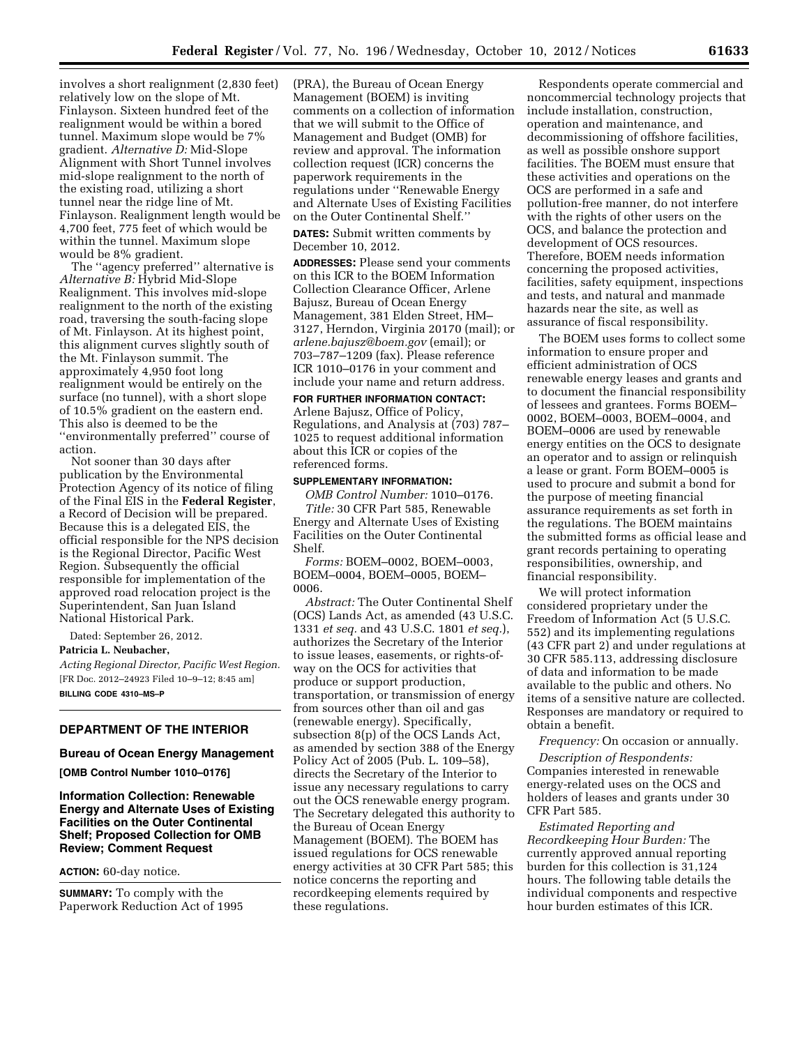involves a short realignment (2,830 feet) relatively low on the slope of Mt. Finlayson. Sixteen hundred feet of the realignment would be within a bored tunnel. Maximum slope would be 7% gradient. *Alternative D:* Mid-Slope Alignment with Short Tunnel involves mid-slope realignment to the north of the existing road, utilizing a short tunnel near the ridge line of Mt. Finlayson. Realignment length would be 4,700 feet, 775 feet of which would be within the tunnel. Maximum slope would be 8% gradient.

The ''agency preferred'' alternative is *Alternative B:* Hybrid Mid-Slope Realignment. This involves mid-slope realignment to the north of the existing road, traversing the south-facing slope of Mt. Finlayson. At its highest point, this alignment curves slightly south of the Mt. Finlayson summit. The approximately 4,950 foot long realignment would be entirely on the surface (no tunnel), with a short slope of 10.5% gradient on the eastern end. This also is deemed to be the ''environmentally preferred'' course of action.

Not sooner than 30 days after publication by the Environmental Protection Agency of its notice of filing of the Final EIS in the **Federal Register**, a Record of Decision will be prepared. Because this is a delegated EIS, the official responsible for the NPS decision is the Regional Director, Pacific West Region. Subsequently the official responsible for implementation of the approved road relocation project is the Superintendent, San Juan Island National Historical Park.

Dated: September 26, 2012.

**Patricia L. Neubacher,**

*Acting Regional Director, Pacific West Region.*

[FR Doc. 2012–24923 Filed 10–9–12; 8:45 am]

**BILLING CODE 4310–MS–P**

## DEPARTMENT OF THE INTERIOR

### Bureau of Ocean Energy Management

**[OMB Control Number 1010–0176]**

### Information Collection: Renewable Energy and Alternate Uses of Existing Facilities on the Outer Continental Shelf; Proposed Collection for OMB Review; Comment Request

**ACTION:** 60-day notice.

**SUMMARY:** To comply with the Paperwork Reduction Act of 1995 (PRA), the Bureau of Ocean Energy Management (BOEM) is inviting comments on a collection of information that we will submit to the Office of Management and Budget (OMB) for review and approval. The information collection request (ICR) concerns the paperwork requirements in the regulations under ''Renewable Energy and Alternate Uses of Existing Facilities on the Outer Continental Shelf.''

**DATES:** Submit written comments by December 10, 2012.

**ADDRESSES:** Please send your comments on this ICR to the BOEM Information Collection Clearance Officer, Arlene Bajusz, Bureau of Ocean Energy Management, 381 Elden Street, HM–3127, Herndon, Virginia 20170 (mail); or *arlene.bajusz@boem.gov* (email); or 703–787–1209 (fax). Please reference ICR 1010–0176 in your comment and include your name and return address.

**FOR FURTHER INFORMATION CONTACT:** Arlene Bajusz, Office of Policy, Regulations, and Analysis at (703) 787–1025 to request additional information about this ICR or copies of the referenced forms.

**SUPPLEMENTARY INFORMATION:**

*OMB Control Number:* 1010–0176.

*Title:* 30 CFR Part 585, Renewable Energy and Alternate Uses of Existing Facilities on the Outer Continental Shelf.

*Forms:* BOEM–0002, BOEM–0003, BOEM–0004, BOEM–0005, BOEM–0006.

*Abstract:* The Outer Continental Shelf (OCS) Lands Act, as amended (43 U.S.C. 1331 *et seq.* and 43 U.S.C. 1801 *et seq.*), authorizes the Secretary of the Interior to issue leases, easements, or rights-of-way on the OCS for activities that produce or support production, transportation, or transmission of energy from sources other than oil and gas (renewable energy). Specifically, subsection 8(p) of the OCS Lands Act, as amended by section 388 of the Energy Policy Act of 2005 (Pub. L. 109–58), directs the Secretary of the Interior to issue any necessary regulations to carry out the OCS renewable energy program. The Secretary delegated this authority to the Bureau of Ocean Energy Management (BOEM). The BOEM has issued regulations for OCS renewable energy activities at 30 CFR Part 585; this notice concerns the reporting and recordkeeping elements required by these regulations.

Respondents operate commercial and noncommercial technology projects that include installation, construction, operation and maintenance, and decommissioning of offshore facilities, as well as possible onshore support facilities. The BOEM must ensure that these activities and operations on the OCS are performed in a safe and pollution-free manner, do not interfere with the rights of other users on the OCS, and balance the protection and development of OCS resources. Therefore, BOEM needs information concerning the proposed activities, facilities, safety equipment, inspections and tests, and natural and manmade hazards near the site, as well as assurance of fiscal responsibility.

The BOEM uses forms to collect some information to ensure proper and efficient administration of OCS renewable energy leases and grants and to document the financial responsibility of lessees and grantees. Forms BOEM–0002, BOEM–0003, BOEM–0004, and BOEM–0006 are used by renewable energy entities on the OCS to designate an operator and to assign or relinquish a lease or grant. Form BOEM–0005 is used to procure and submit a bond for the purpose of meeting financial assurance requirements as set forth in the regulations. The BOEM maintains the submitted forms as official lease and grant records pertaining to operating responsibilities, ownership, and financial responsibility.

We will protect information considered proprietary under the Freedom of Information Act (5 U.S.C. 552) and its implementing regulations (43 CFR part 2) and under regulations at 30 CFR 585.113, addressing disclosure of data and information to be made available to the public and others. No items of a sensitive nature are collected. Responses are mandatory or required to obtain a benefit.

*Frequency:* On occasion or annually.

*Description of Respondents:* Companies interested in renewable energy-related uses on the OCS and holders of leases and grants under 30 CFR Part 585.

*Estimated Reporting and Recordkeeping Hour Burden:* The currently approved annual reporting burden for this collection is 31,124 hours. The following table details the individual components and respective hour burden estimates of this ICR.